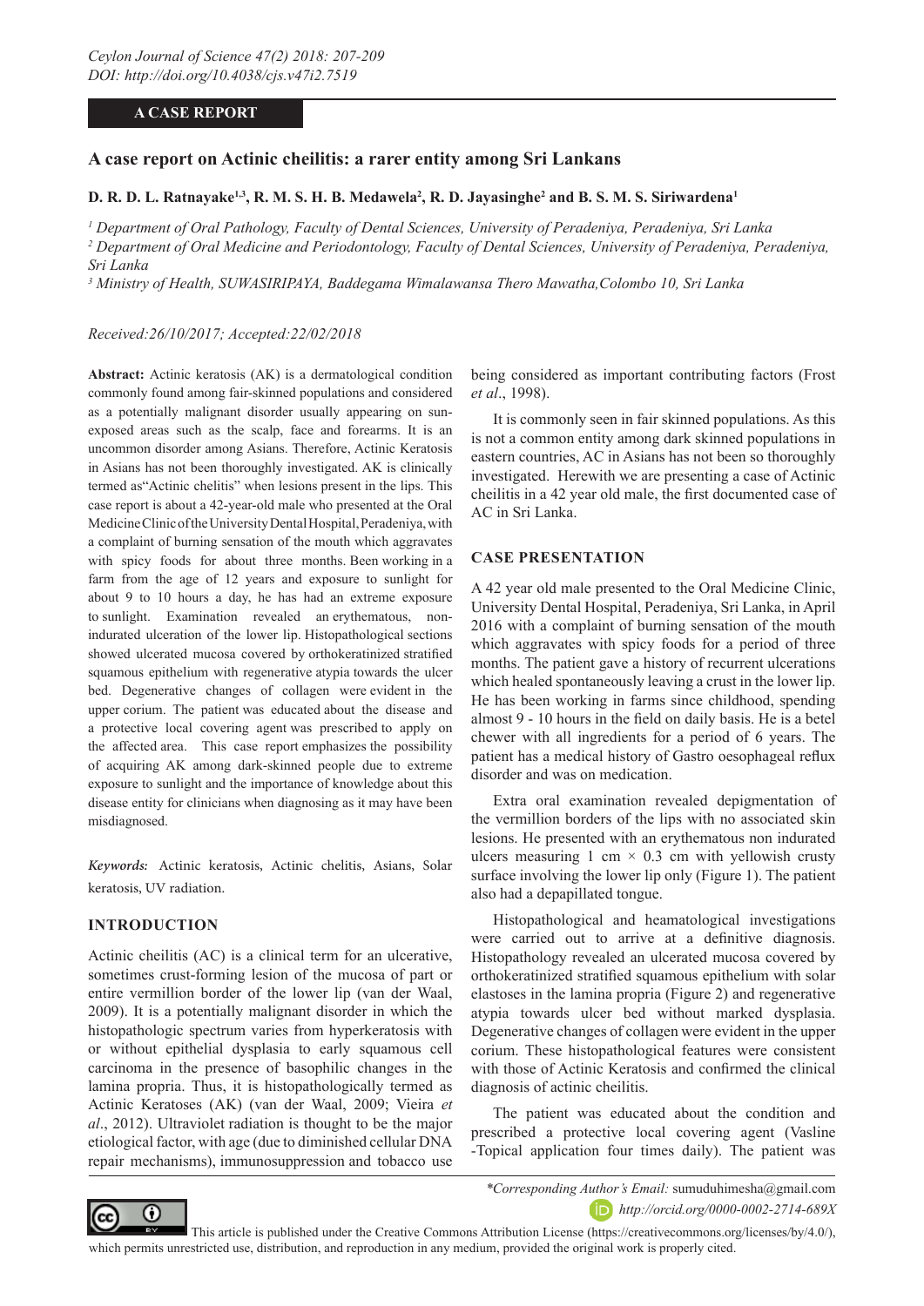A CASE REPORT

# A case report on Actinic cheilitis: a rarer entity among Sri Lankans

**D. R. D. L. Ratnayake[1,3], R. M. S. H. B. Medawela[2], R. D. Jayasinghe[2] and B. S. M. S. Siriwardena[1]**

*[1] Department of Oral Pathology, Faculty of Dental Sciences, University of Peradeniya, Peradeniya, Sri Lanka*

*[2] Department of Oral Medicine and Periodontology, Faculty of Dental Sciences, University of Peradeniya, Peradeniya, Sri Lanka*

*[3] Ministry of Health, SUWASIRIPAYA, Baddegama Wimalawansa Thero Mawatha,Colombo 10, Sri Lanka*

*Received:26/10/2017; Accepted:22/02/2018*

**Abstract:** Actinic keratosis (AK) is a dermatological condition commonly found among fair-skinned populations and considered as a potentially malignant disorder usually appearing on sun-exposed areas such as the scalp, face and forearms. It is an uncommon disorder among Asians. Therefore, Actinic Keratosis in Asians has not been thoroughly investigated. AK is clinically termed as"Actinic chelitis" when lesions present in the lips. This case report is about a 42-year-old male who presented at the Oral Medicine Clinic of the University Dental Hospital, Peradeniya, with a complaint of burning sensation of the mouth which aggravates with spicy foods for about three months. Been working in a farm from the age of 12 years and exposure to sunlight for about 9 to 10 hours a day, he has had an extreme exposure to sunlight. Examination revealed an erythematous, non-indurated ulceration of the lower lip. Histopathological sections showed ulcerated mucosa covered by orthokeratinized stratified squamous epithelium with regenerative atypia towards the ulcer bed. Degenerative changes of collagen were evident in the upper corium. The patient was educated about the disease and a protective local covering agent was prescribed to apply on the affected area. This case report emphasizes the possibility of acquiring AK among dark-skinned people due to extreme exposure to sunlight and the importance of knowledge about this disease entity for clinicians when diagnosing as it may have been misdiagnosed.

*Keywords:* Actinic keratosis, Actinic chelitis, Asians, Solar keratosis, UV radiation.

## INTRODUCTION

Actinic cheilitis (AC) is a clinical term for an ulcerative, sometimes crust-forming lesion of the mucosa of part or entire vermillion border of the lower lip (van der Waal, 2009). It is a potentially malignant disorder in which the histopathologic spectrum varies from hyperkeratosis with or without epithelial dysplasia to early squamous cell carcinoma in the presence of basophilic changes in the lamina propria. Thus, it is histopathologically termed as Actinic Keratoses (AK) (van der Waal, 2009; Vieira *et al*., 2012). Ultraviolet radiation is thought to be the major etiological factor, with age (due to diminished cellular DNA repair mechanisms), immunosuppression and tobacco use being considered as important contributing factors (Frost *et al*., 1998).

It is commonly seen in fair skinned populations. As this is not a common entity among dark skinned populations in eastern countries, AC in Asians has not been so thoroughly investigated. Herewith we are presenting a case of Actinic cheilitis in a 42 year old male, the first documented case of AC in Sri Lanka.

## CASE PRESENTATION

A 42 year old male presented to the Oral Medicine Clinic, University Dental Hospital, Peradeniya, Sri Lanka, in April 2016 with a complaint of burning sensation of the mouth which aggravates with spicy foods for a period of three months. The patient gave a history of recurrent ulcerations which healed spontaneously leaving a crust in the lower lip. He has been working in farms since childhood, spending almost 9 - 10 hours in the field on daily basis. He is a betel chewer with all ingredients for a period of 6 years. The patient has a medical history of Gastro oesophageal reflux disorder and was on medication.

Extra oral examination revealed depigmentation of the vermillion borders of the lips with no associated skin lesions. He presented with an erythematous non indurated ulcers measuring 1 cm × 0.3 cm with yellowish crusty surface involving the lower lip only (Figure 1). The patient also had a depapillated tongue.

Histopathological and heamatological investigations were carried out to arrive at a definitive diagnosis. Histopathology revealed an ulcerated mucosa covered by orthokeratinized stratified squamous epithelium with solar elastoses in the lamina propria (Figure 2) and regenerative atypia towards ulcer bed without marked dysplasia. Degenerative changes of collagen were evident in the upper corium. These histopathological features were consistent with those of Actinic Keratosis and confirmed the clinical diagnosis of actinic cheilitis.

The patient was educated about the condition and prescribed a protective local covering agent (Vasline -Topical application four times daily). The patient was

*\*Corresponding Author's Email:* sumuduhimesha@gmail.com

*http://orcid.org/0000-0002-2714-689X*

This article is published under the Creative Commons Attribution License (https://creativecommons.org/licenses/by/4.0/), which permits unrestricted use, distribution, and reproduction in any medium, provided the original work is properly cited.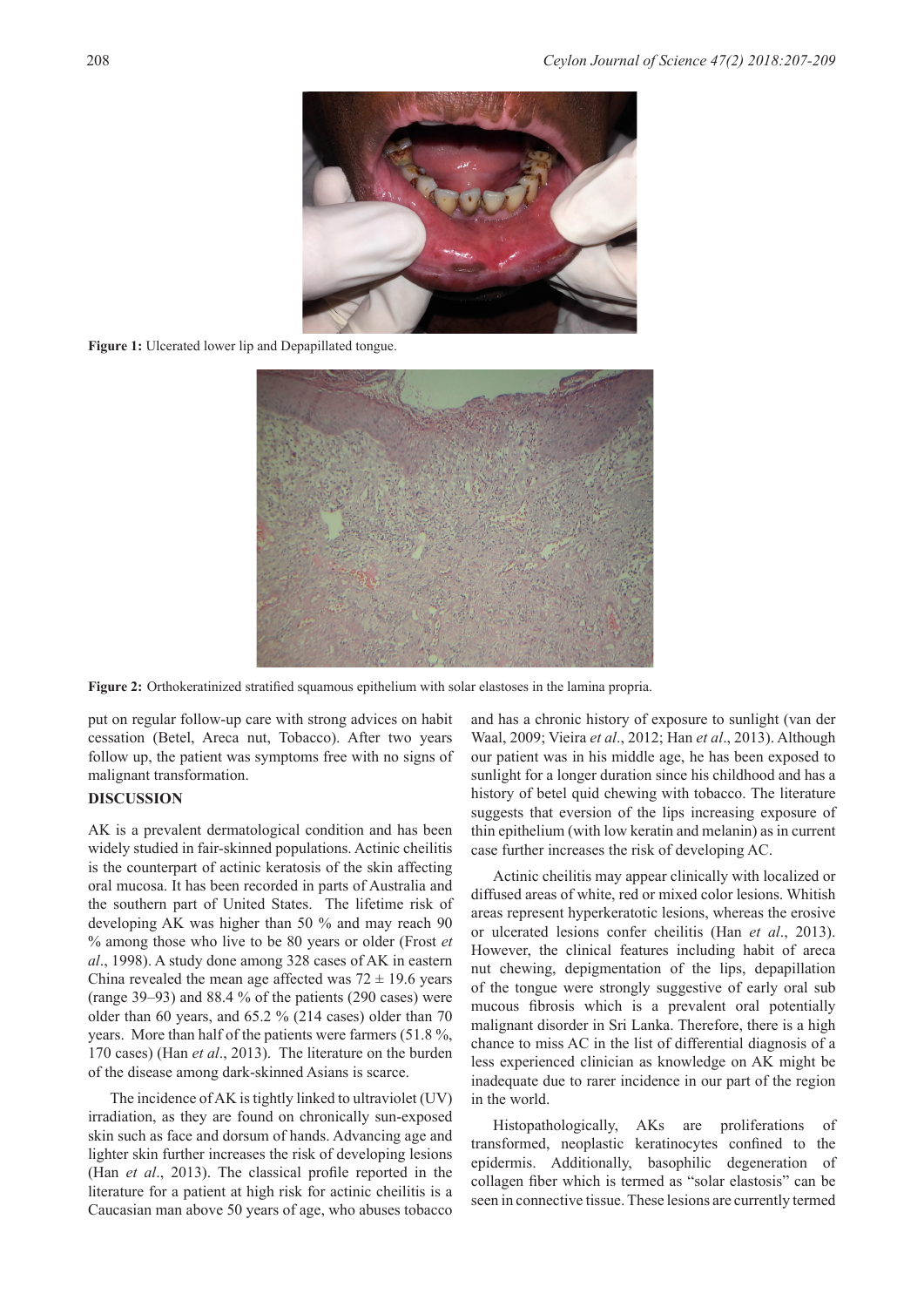**Figure 1:** Ulcerated lower lip and Depapillated tongue.

**Figure 2:** Orthokeratinized stratified squamous epithelium with solar elastoses in the lamina propria.

put on regular follow-up care with strong advices on habit cessation (Betel, Areca nut, Tobacco). After two years follow up, the patient was symptoms free with no signs of malignant transformation.

## DISCUSSION

AK is a prevalent dermatological condition and has been widely studied in fair-skinned populations. Actinic cheilitis is the counterpart of actinic keratosis of the skin affecting oral mucosa. It has been recorded in parts of Australia and the southern part of United States. The lifetime risk of developing AK was higher than 50 % and may reach 90 % among those who live to be 80 years or older (Frost *et al*., 1998). A study done among 328 cases of AK in eastern China revealed the mean age affected was 72 ± 19.6 years (range 39–93) and 88.4 % of the patients (290 cases) were older than 60 years, and 65.2 % (214 cases) older than 70 years. More than half of the patients were farmers (51.8 %, 170 cases) (Han *et al*., 2013). The literature on the burden of the disease among dark-skinned Asians is scarce.

The incidence of AK is tightly linked to ultraviolet (UV) irradiation, as they are found on chronically sun-exposed skin such as face and dorsum of hands. Advancing age and lighter skin further increases the risk of developing lesions (Han *et al*., 2013). The classical profile reported in the literature for a patient at high risk for actinic cheilitis is a Caucasian man above 50 years of age, who abuses tobacco and has a chronic history of exposure to sunlight (van der Waal, 2009; Vieira *et al*., 2012; Han *et al*., 2013). Although our patient was in his middle age, he has been exposed to sunlight for a longer duration since his childhood and has a history of betel quid chewing with tobacco. The literature suggests that eversion of the lips increasing exposure of thin epithelium (with low keratin and melanin) as in current case further increases the risk of developing AC.

Actinic cheilitis may appear clinically with localized or diffused areas of white, red or mixed color lesions. Whitish areas represent hyperkeratotic lesions, whereas the erosive or ulcerated lesions confer cheilitis (Han *et al*., 2013). However, the clinical features including habit of areca nut chewing, depigmentation of the lips, depapillation of the tongue were strongly suggestive of early oral sub mucous fibrosis which is a prevalent oral potentially malignant disorder in Sri Lanka. Therefore, there is a high chance to miss AC in the list of differential diagnosis of a less experienced clinician as knowledge on AK might be inadequate due to rarer incidence in our part of the region in the world.

Histopathologically, AKs are proliferations of transformed, neoplastic keratinocytes confined to the epidermis. Additionally, basophilic degeneration of collagen fiber which is termed as "solar elastosis" can be seen in connective tissue. These lesions are currently termed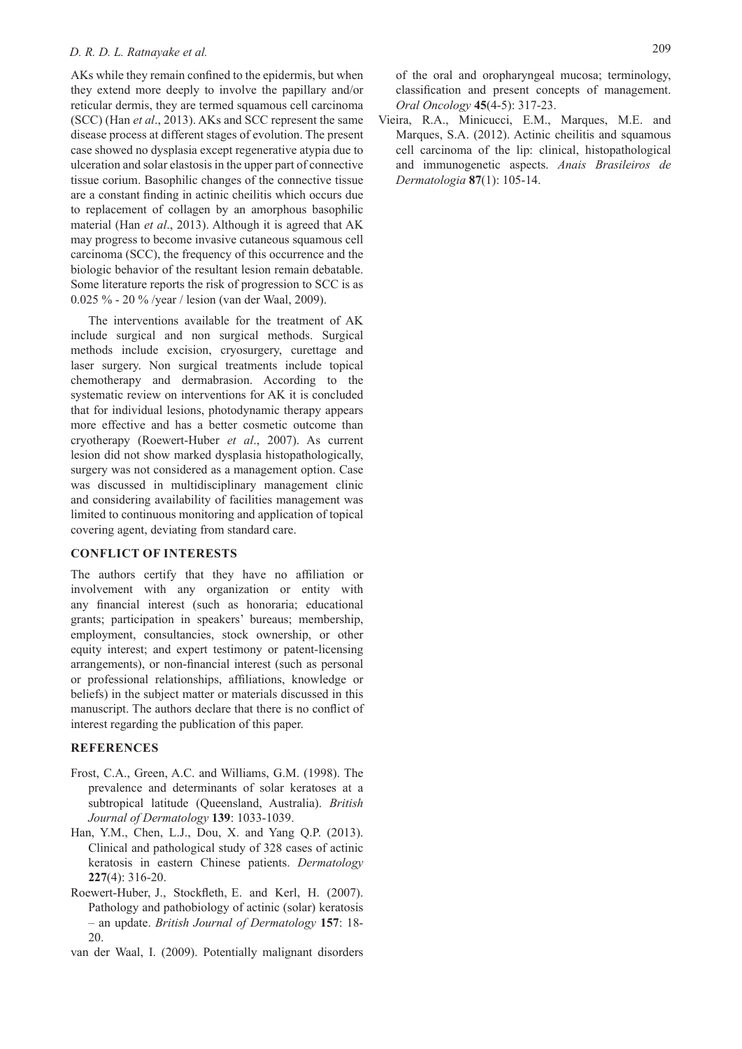AKs while they remain confined to the epidermis, but when they extend more deeply to involve the papillary and/or reticular dermis, they are termed squamous cell carcinoma (SCC) (Han *et al*., 2013). AKs and SCC represent the same disease process at different stages of evolution. The present case showed no dysplasia except regenerative atypia due to ulceration and solar elastosis in the upper part of connective tissue corium. Basophilic changes of the connective tissue are a constant finding in actinic cheilitis which occurs due to replacement of collagen by an amorphous basophilic material (Han *et al*., 2013). Although it is agreed that AK may progress to become invasive cutaneous squamous cell carcinoma (SCC), the frequency of this occurrence and the biologic behavior of the resultant lesion remain debatable. Some literature reports the risk of progression to SCC is as 0.025 % - 20 % /year / lesion (van der Waal, 2009).

The interventions available for the treatment of AK include surgical and non surgical methods. Surgical methods include excision, cryosurgery, curettage and laser surgery. Non surgical treatments include topical chemotherapy and dermabrasion. According to the systematic review on interventions for AK it is concluded that for individual lesions, photodynamic therapy appears more effective and has a better cosmetic outcome than cryotherapy (Roewert-Huber *et al*., 2007). As current lesion did not show marked dysplasia histopathologically, surgery was not considered as a management option. Case was discussed in multidisciplinary management clinic and considering availability of facilities management was limited to continuous monitoring and application of topical covering agent, deviating from standard care.

## CONFLICT OF INTERESTS

The authors certify that they have no affiliation or involvement with any organization or entity with any financial interest (such as honoraria; educational grants; participation in speakers' bureaus; membership, employment, consultancies, stock ownership, or other equity interest; and expert testimony or patent-licensing arrangements), or non-financial interest (such as personal or professional relationships, affiliations, knowledge or beliefs) in the subject matter or materials discussed in this manuscript. The authors declare that there is no conflict of interest regarding the publication of this paper.

## REFERENCES

Frost, C.A., Green, A.C. and Williams, G.M. (1998). The prevalence and determinants of solar keratoses at a subtropical latitude (Queensland, Australia). *British Journal of Dermatology* **139**: 1033-1039.

Han, Y.M., Chen, L.J., Dou, X. and Yang Q.P. (2013). Clinical and pathological study of 328 cases of actinic keratosis in eastern Chinese patients. *Dermatology* **227**(4): 316-20.

Roewert-Huber, J., Stockfleth, E. and Kerl, H. (2007). Pathology and pathobiology of actinic (solar) keratosis – an update. *British Journal of Dermatology* **157**: 18-20.

van der Waal, I. (2009). Potentially malignant disorders of the oral and oropharyngeal mucosa; terminology, classification and present concepts of management. *Oral Oncology* **45**(4-5): 317-23.

Vieira, R.A., Minicucci, E.M., Marques, M.E. and Marques, S.A. (2012). Actinic cheilitis and squamous cell carcinoma of the lip: clinical, histopathological and immunogenetic aspects. *Anais Brasileiros de Dermatologia* **87**(1): 105-14.